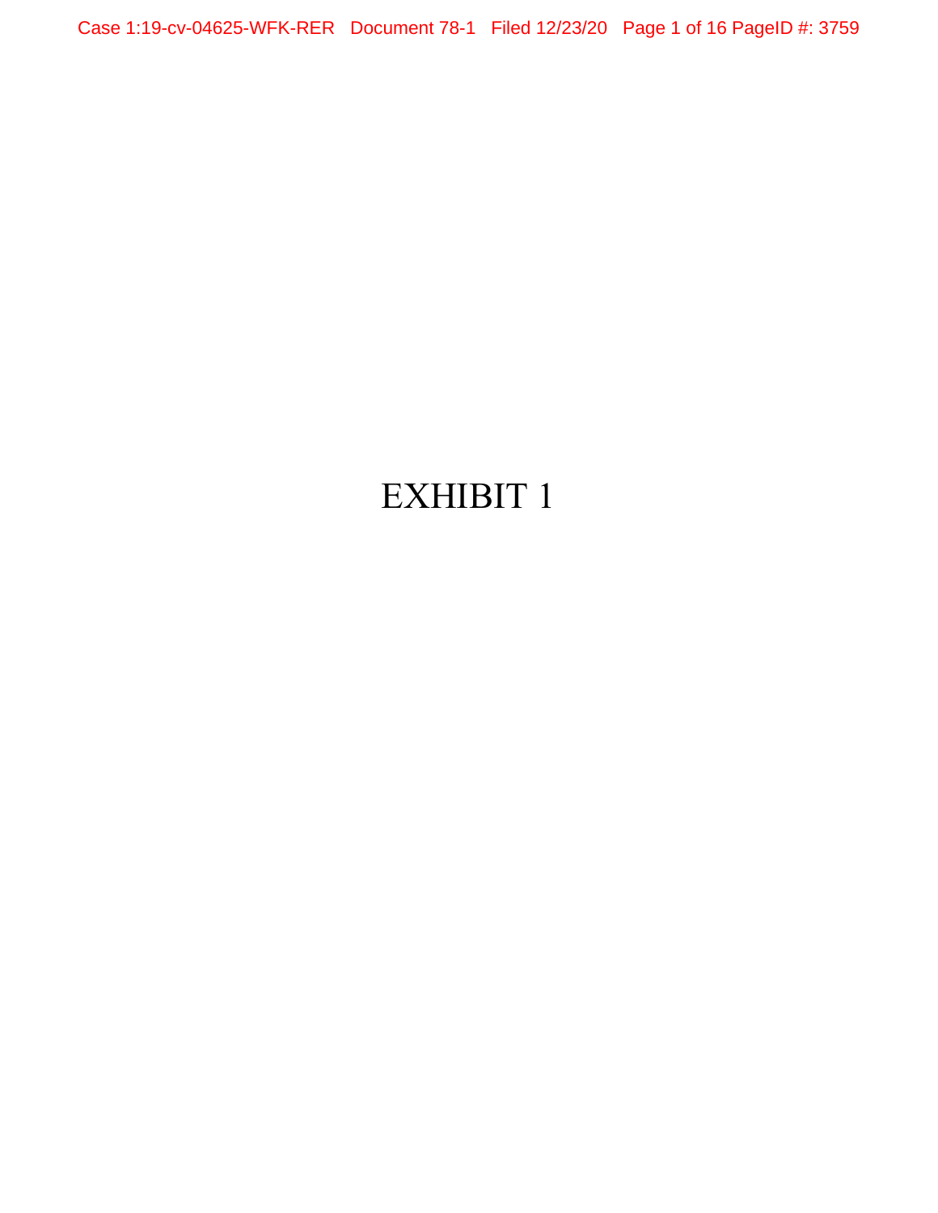EXHIBIT 1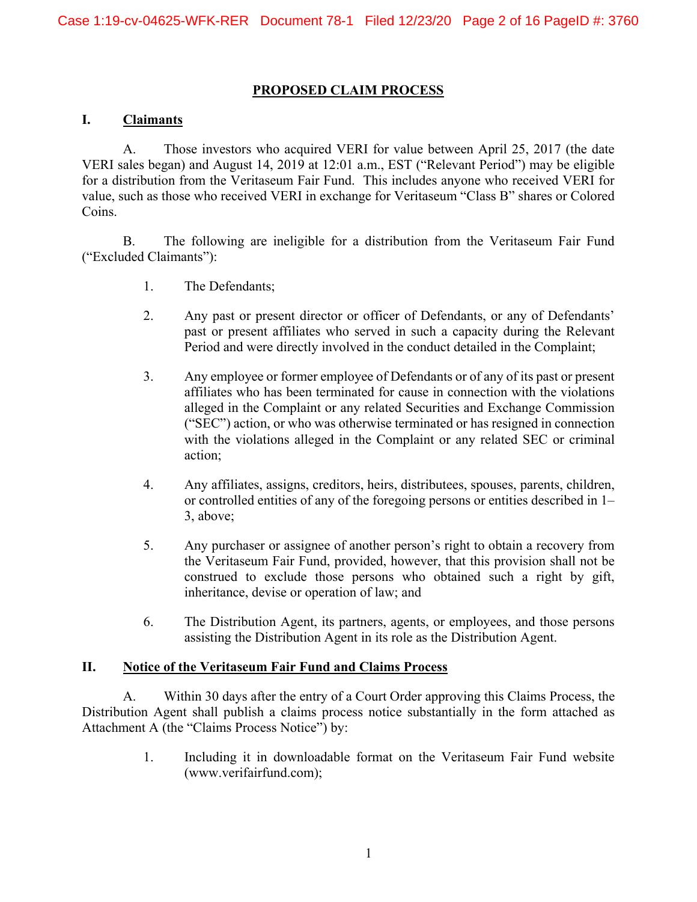# PROPOSED CLAIM PROCESS

## I. Claimants

A. Those investors who acquired VERI for value between April 25, 2017 (the date VERI sales began) and August 14, 2019 at 12:01 a.m., EST ("Relevant Period") may be eligible for a distribution from the Veritaseum Fair Fund. This includes anyone who received VERI for value, such as those who received VERI in exchange for Veritaseum "Class B" shares or Colored Coins.

B. The following are ineligible for a distribution from the Veritaseum Fair Fund ("Excluded Claimants"):

1. The Defendants;

2. Any past or present director or officer of Defendants, or any of Defendants' past or present affiliates who served in such a capacity during the Relevant Period and were directly involved in the conduct detailed in the Complaint;

3. Any employee or former employee of Defendants or of any of its past or present affiliates who has been terminated for cause in connection with the violations alleged in the Complaint or any related Securities and Exchange Commission ("SEC") action, or who was otherwise terminated or has resigned in connection with the violations alleged in the Complaint or any related SEC or criminal action;

4. Any affiliates, assigns, creditors, heirs, distributees, spouses, parents, children, or controlled entities of any of the foregoing persons or entities described in 1–3, above;

5. Any purchaser or assignee of another person's right to obtain a recovery from the Veritaseum Fair Fund, provided, however, that this provision shall not be construed to exclude those persons who obtained such a right by gift, inheritance, devise or operation of law; and

6. The Distribution Agent, its partners, agents, or employees, and those persons assisting the Distribution Agent in its role as the Distribution Agent.

## II. Notice of the Veritaseum Fair Fund and Claims Process

A. Within 30 days after the entry of a Court Order approving this Claims Process, the Distribution Agent shall publish a claims process notice substantially in the form attached as Attachment A (the "Claims Process Notice") by:

1. Including it in downloadable format on the Veritaseum Fair Fund website (www.verifairfund.com);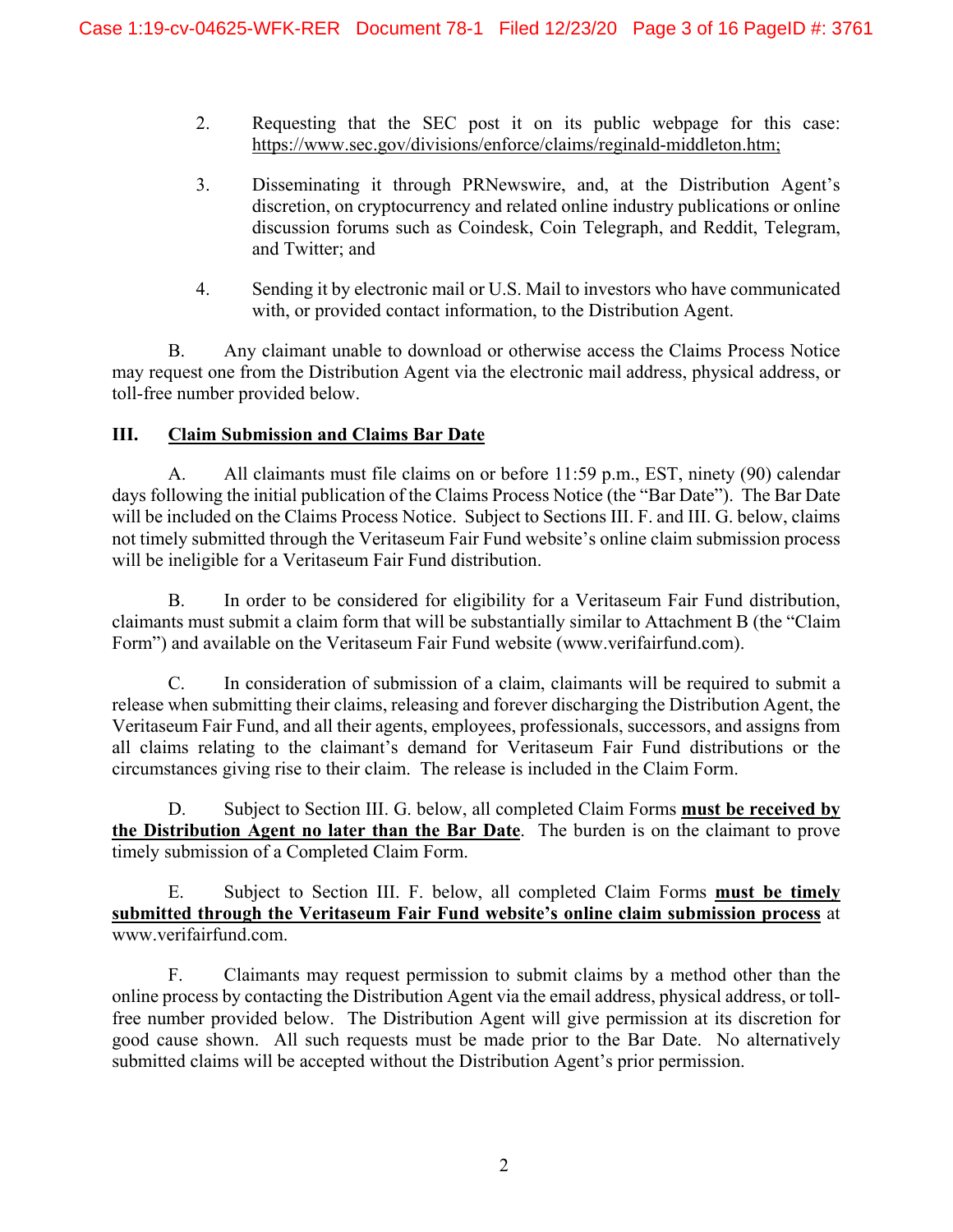2. Requesting that the SEC post it on its public webpage for this case: https://www.sec.gov/divisions/enforce/claims/reginald-middleton.htm;

3. Disseminating it through PRNewswire, and, at the Distribution Agent's discretion, on cryptocurrency and related online industry publications or online discussion forums such as Coindesk, Coin Telegraph, and Reddit, Telegram, and Twitter; and

4. Sending it by electronic mail or U.S. Mail to investors who have communicated with, or provided contact information, to the Distribution Agent.

B. Any claimant unable to download or otherwise access the Claims Process Notice may request one from the Distribution Agent via the electronic mail address, physical address, or toll-free number provided below.

## III. Claim Submission and Claims Bar Date

A. All claimants must file claims on or before 11:59 p.m., EST, ninety (90) calendar days following the initial publication of the Claims Process Notice (the "Bar Date"). The Bar Date will be included on the Claims Process Notice. Subject to Sections III. F. and III. G. below, claims not timely submitted through the Veritaseum Fair Fund website's online claim submission process will be ineligible for a Veritaseum Fair Fund distribution.

B. In order to be considered for eligibility for a Veritaseum Fair Fund distribution, claimants must submit a claim form that will be substantially similar to Attachment B (the "Claim Form") and available on the Veritaseum Fair Fund website (www.verifairfund.com).

C. In consideration of submission of a claim, claimants will be required to submit a release when submitting their claims, releasing and forever discharging the Distribution Agent, the Veritaseum Fair Fund, and all their agents, employees, professionals, successors, and assigns from all claims relating to the claimant's demand for Veritaseum Fair Fund distributions or the circumstances giving rise to their claim. The release is included in the Claim Form.

D. Subject to Section III. G. below, all completed Claim Forms **must be received by the Distribution Agent no later than the Bar Date**. The burden is on the claimant to prove timely submission of a Completed Claim Form.

E. Subject to Section III. F. below, all completed Claim Forms **must be timely submitted through the Veritaseum Fair Fund website's online claim submission process** at www.verifairfund.com.

F. Claimants may request permission to submit claims by a method other than the online process by contacting the Distribution Agent via the email address, physical address, or toll-free number provided below. The Distribution Agent will give permission at its discretion for good cause shown. All such requests must be made prior to the Bar Date. No alternatively submitted claims will be accepted without the Distribution Agent's prior permission.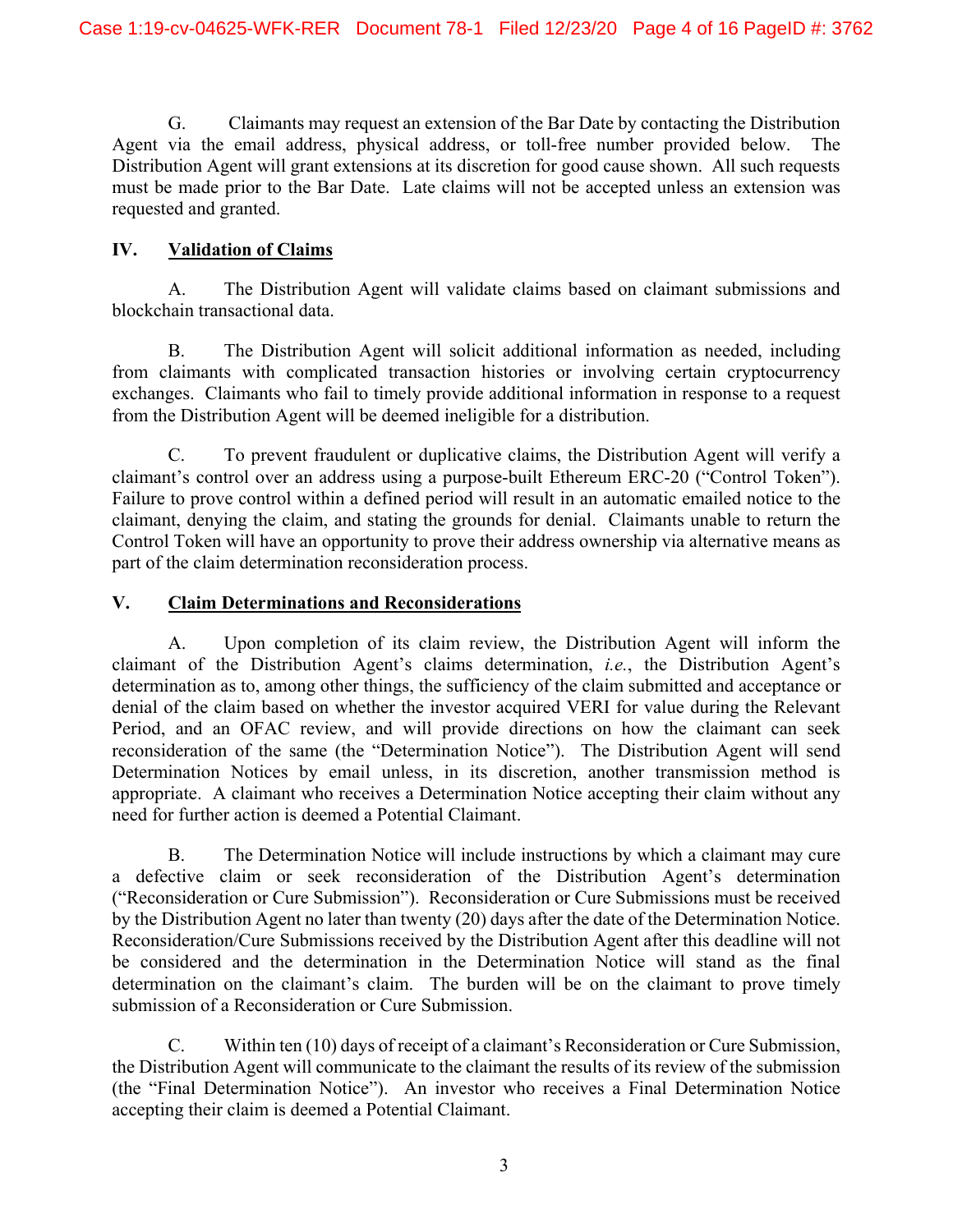G. Claimants may request an extension of the Bar Date by contacting the Distribution Agent via the email address, physical address, or toll-free number provided below. The Distribution Agent will grant extensions at its discretion for good cause shown. All such requests must be made prior to the Bar Date. Late claims will not be accepted unless an extension was requested and granted.

## IV. Validation of Claims

A. The Distribution Agent will validate claims based on claimant submissions and blockchain transactional data.

B. The Distribution Agent will solicit additional information as needed, including from claimants with complicated transaction histories or involving certain cryptocurrency exchanges. Claimants who fail to timely provide additional information in response to a request from the Distribution Agent will be deemed ineligible for a distribution.

C. To prevent fraudulent or duplicative claims, the Distribution Agent will verify a claimant's control over an address using a purpose-built Ethereum ERC-20 ("Control Token"). Failure to prove control within a defined period will result in an automatic emailed notice to the claimant, denying the claim, and stating the grounds for denial. Claimants unable to return the Control Token will have an opportunity to prove their address ownership via alternative means as part of the claim determination reconsideration process.

## V. Claim Determinations and Reconsiderations

A. Upon completion of its claim review, the Distribution Agent will inform the claimant of the Distribution Agent's claims determination, *i.e.*, the Distribution Agent's determination as to, among other things, the sufficiency of the claim submitted and acceptance or denial of the claim based on whether the investor acquired VERI for value during the Relevant Period, and an OFAC review, and will provide directions on how the claimant can seek reconsideration of the same (the "Determination Notice"). The Distribution Agent will send Determination Notices by email unless, in its discretion, another transmission method is appropriate. A claimant who receives a Determination Notice accepting their claim without any need for further action is deemed a Potential Claimant.

B. The Determination Notice will include instructions by which a claimant may cure a defective claim or seek reconsideration of the Distribution Agent's determination ("Reconsideration or Cure Submission"). Reconsideration or Cure Submissions must be received by the Distribution Agent no later than twenty (20) days after the date of the Determination Notice. Reconsideration/Cure Submissions received by the Distribution Agent after this deadline will not be considered and the determination in the Determination Notice will stand as the final determination on the claimant's claim. The burden will be on the claimant to prove timely submission of a Reconsideration or Cure Submission.

C. Within ten (10) days of receipt of a claimant's Reconsideration or Cure Submission, the Distribution Agent will communicate to the claimant the results of its review of the submission (the "Final Determination Notice"). An investor who receives a Final Determination Notice accepting their claim is deemed a Potential Claimant.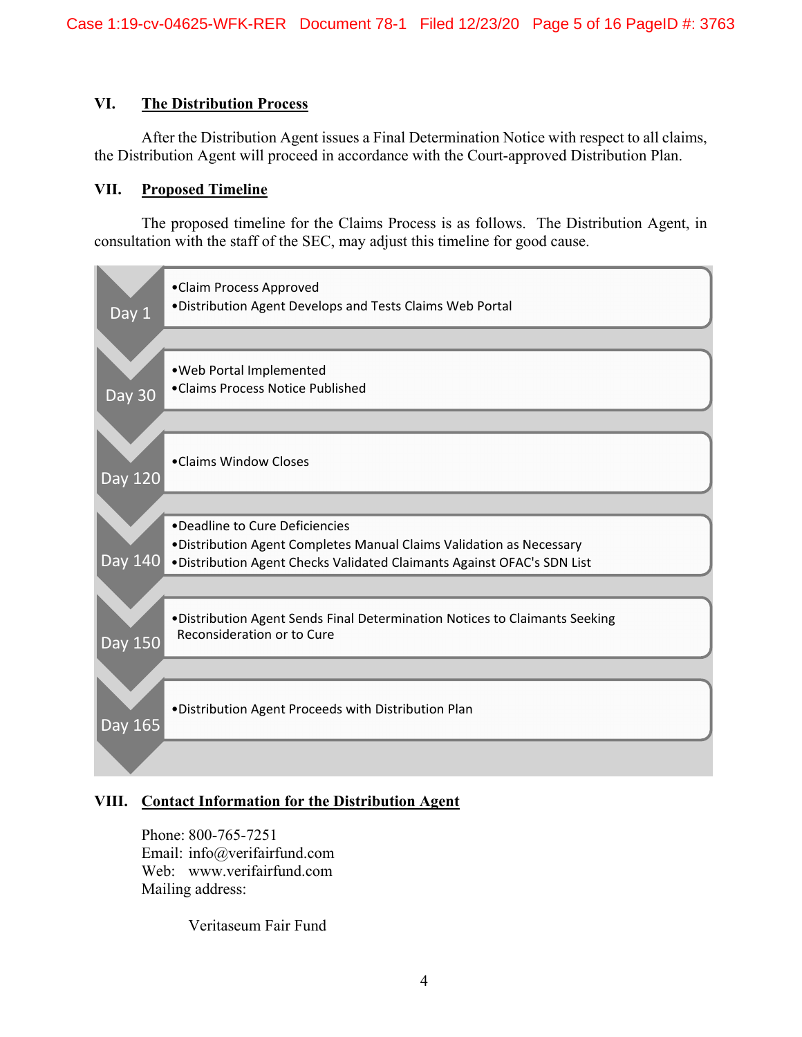## VI. The Distribution Process

After the Distribution Agent issues a Final Determination Notice with respect to all claims, the Distribution Agent will proceed in accordance with the Court-approved Distribution Plan.

## VII. Proposed Timeline

The proposed timeline for the Claims Process is as follows. The Distribution Agent, in consultation with the staff of the SEC, may adjust this timeline for good cause.

| Day | Events |
| --- | --- |
| Day 1 | • Claim Process Approved<br>• Distribution Agent Develops and Tests Claims Web Portal |
| Day 30 | • Web Portal Implemented<br>• Claims Process Notice Published |
| Day 120 | • Claims Window Closes |
| Day 140 | • Deadline to Cure Deficiencies<br>• Distribution Agent Completes Manual Claims Validation as Necessary<br>• Distribution Agent Checks Validated Claimants Against OFAC's SDN List |
| Day 150 | • Distribution Agent Sends Final Determination Notices to Claimants Seeking Reconsideration or to Cure |
| Day 165 | • Distribution Agent Proceeds with Distribution Plan |

## VIII. Contact Information for the Distribution Agent

Phone: 800-765-7251
Email: info@verifairfund.com
Web: www.verifairfund.com
Mailing address:

Veritaseum Fair Fund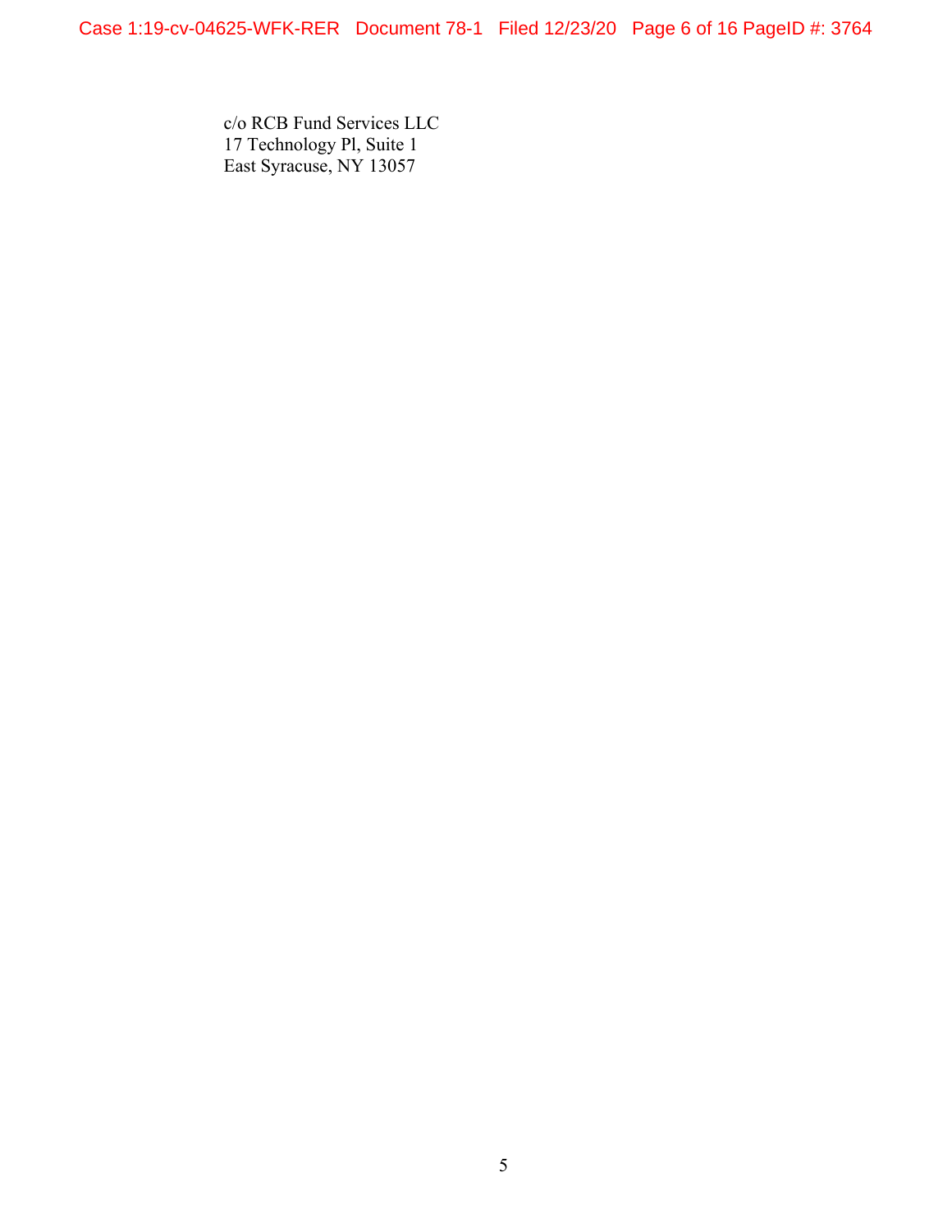c/o RCB Fund Services LLC
17 Technology Pl, Suite 1
East Syracuse, NY 13057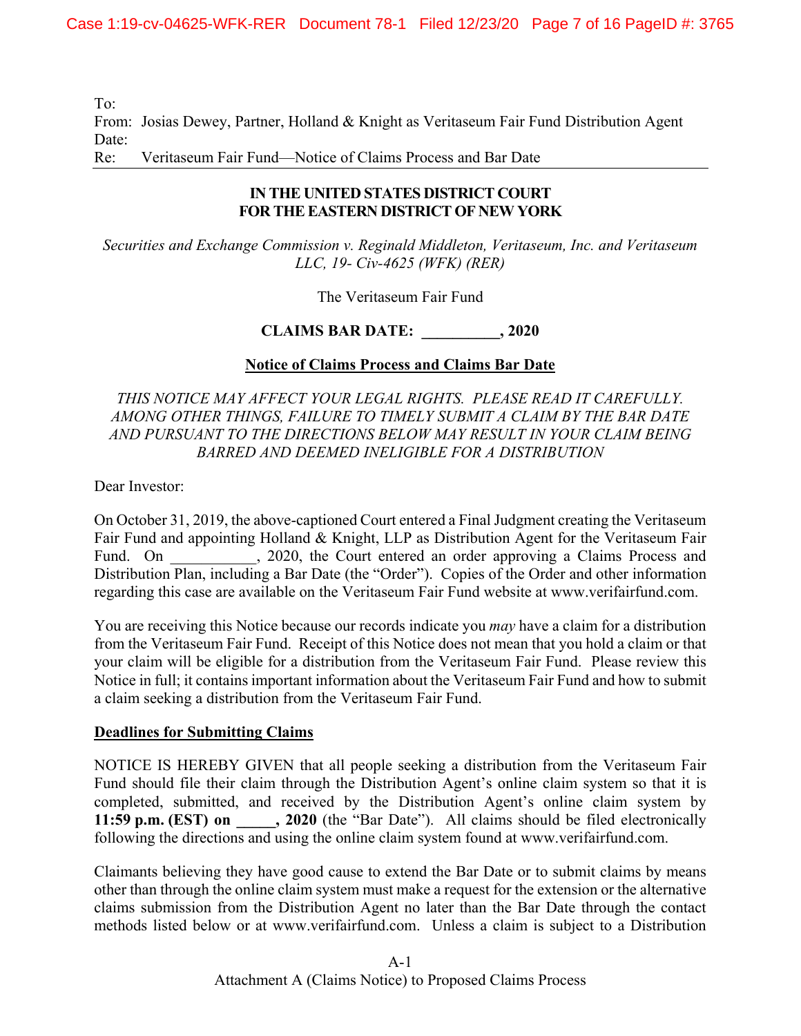To:
From: Josias Dewey, Partner, Holland & Knight as Veritaseum Fair Fund Distribution Agent
Date:
Re: Veritaseum Fair Fund—Notice of Claims Process and Bar Date

---

**IN THE UNITED STATES DISTRICT COURT**
**FOR THE EASTERN DISTRICT OF NEW YORK**

*Securities and Exchange Commission v. Reginald Middleton, Veritaseum, Inc. and Veritaseum LLC, 19- Civ-4625 (WFK) (RER)*

The Veritaseum Fair Fund

**CLAIMS BAR DATE: __________, 2020**

**Notice of Claims Process and Claims Bar Date**

*THIS NOTICE MAY AFFECT YOUR LEGAL RIGHTS. PLEASE READ IT CAREFULLY. AMONG OTHER THINGS, FAILURE TO TIMELY SUBMIT A CLAIM BY THE BAR DATE AND PURSUANT TO THE DIRECTIONS BELOW MAY RESULT IN YOUR CLAIM BEING BARRED AND DEEMED INELIGIBLE FOR A DISTRIBUTION*

Dear Investor:

On October 31, 2019, the above-captioned Court entered a Final Judgment creating the Veritaseum Fair Fund and appointing Holland & Knight, LLP as Distribution Agent for the Veritaseum Fair Fund. On ___________, 2020, the Court entered an order approving a Claims Process and Distribution Plan, including a Bar Date (the "Order"). Copies of the Order and other information regarding this case are available on the Veritaseum Fair Fund website at www.verifairfund.com.

You are receiving this Notice because our records indicate you *may* have a claim for a distribution from the Veritaseum Fair Fund. Receipt of this Notice does not mean that you hold a claim or that your claim will be eligible for a distribution from the Veritaseum Fair Fund. Please review this Notice in full; it contains important information about the Veritaseum Fair Fund and how to submit a claim seeking a distribution from the Veritaseum Fair Fund.

**Deadlines for Submitting Claims**

NOTICE IS HEREBY GIVEN that all people seeking a distribution from the Veritaseum Fair Fund should file their claim through the Distribution Agent's online claim system so that it is completed, submitted, and received by the Distribution Agent's online claim system by **11:59 p.m. (EST) on _____, 2020** (the "Bar Date"). All claims should be filed electronically following the directions and using the online claim system found at www.verifairfund.com.

Claimants believing they have good cause to extend the Bar Date or to submit claims by means other than through the online claim system must make a request for the extension or the alternative claims submission from the Distribution Agent no later than the Bar Date through the contact methods listed below or at www.verifairfund.com. Unless a claim is subject to a Distribution

A-1
Attachment A (Claims Notice) to Proposed Claims Process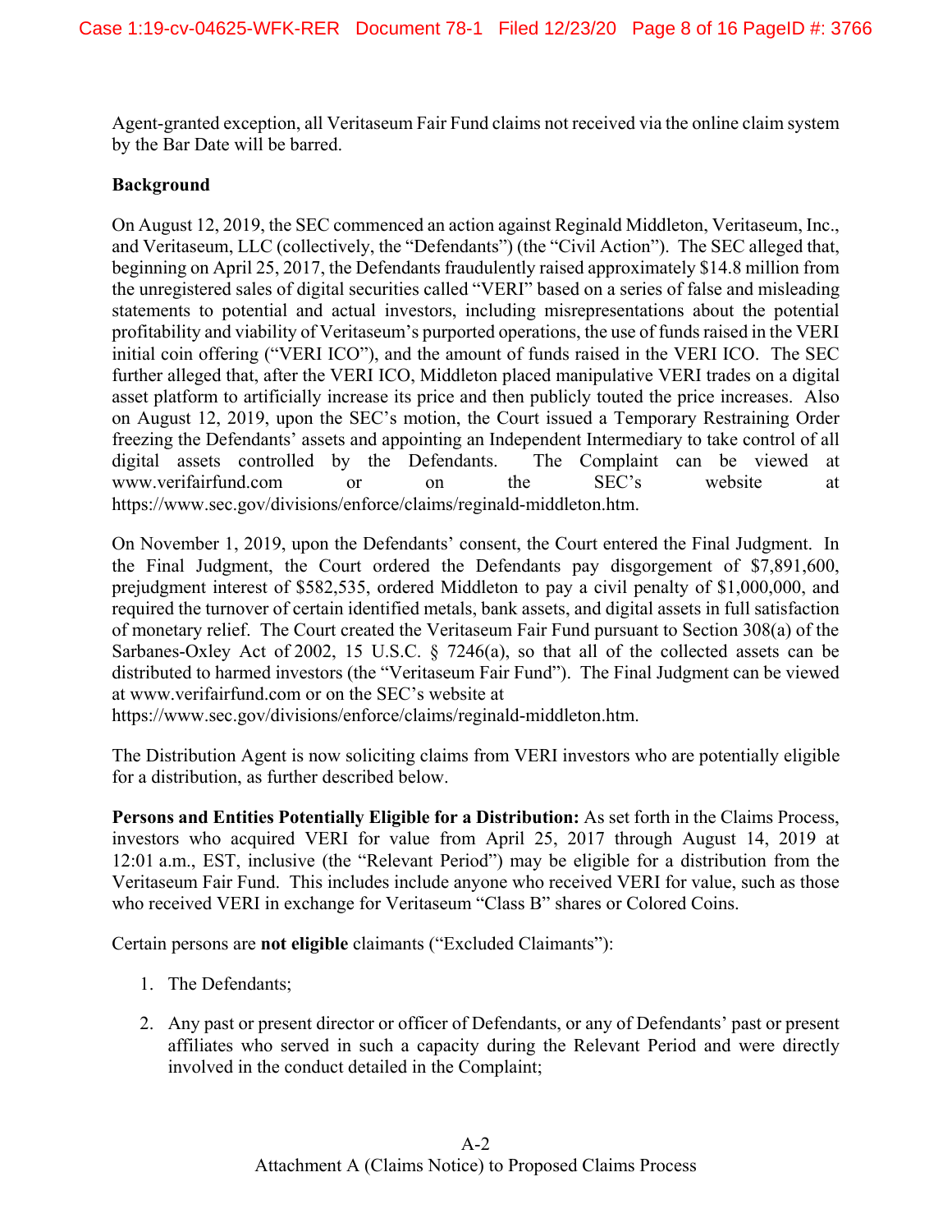Agent-granted exception, all Veritaseum Fair Fund claims not received via the online claim system by the Bar Date will be barred.

**Background**

On August 12, 2019, the SEC commenced an action against Reginald Middleton, Veritaseum, Inc., and Veritaseum, LLC (collectively, the "Defendants") (the "Civil Action"). The SEC alleged that, beginning on April 25, 2017, the Defendants fraudulently raised approximately $14.8 million from the unregistered sales of digital securities called "VERI" based on a series of false and misleading statements to potential and actual investors, including misrepresentations about the potential profitability and viability of Veritaseum's purported operations, the use of funds raised in the VERI initial coin offering ("VERI ICO"), and the amount of funds raised in the VERI ICO. The SEC further alleged that, after the VERI ICO, Middleton placed manipulative VERI trades on a digital asset platform to artificially increase its price and then publicly touted the price increases. Also on August 12, 2019, upon the SEC's motion, the Court issued a Temporary Restraining Order freezing the Defendants' assets and appointing an Independent Intermediary to take control of all digital assets controlled by the Defendants. The Complaint can be viewed at www.verifairfund.com or on the SEC's website at https://www.sec.gov/divisions/enforce/claims/reginald-middleton.htm.

On November 1, 2019, upon the Defendants' consent, the Court entered the Final Judgment. In the Final Judgment, the Court ordered the Defendants pay disgorgement of $7,891,600, prejudgment interest of $582,535, ordered Middleton to pay a civil penalty of $1,000,000, and required the turnover of certain identified metals, bank assets, and digital assets in full satisfaction of monetary relief. The Court created the Veritaseum Fair Fund pursuant to Section 308(a) of the Sarbanes-Oxley Act of 2002, 15 U.S.C. § 7246(a), so that all of the collected assets can be distributed to harmed investors (the "Veritaseum Fair Fund"). The Final Judgment can be viewed at www.verifairfund.com or on the SEC's website at https://www.sec.gov/divisions/enforce/claims/reginald-middleton.htm.

The Distribution Agent is now soliciting claims from VERI investors who are potentially eligible for a distribution, as further described below.

**Persons and Entities Potentially Eligible for a Distribution:** As set forth in the Claims Process, investors who acquired VERI for value from April 25, 2017 through August 14, 2019 at 12:01 a.m., EST, inclusive (the "Relevant Period") may be eligible for a distribution from the Veritaseum Fair Fund. This includes include anyone who received VERI for value, such as those who received VERI in exchange for Veritaseum "Class B" shares or Colored Coins.

Certain persons are **not eligible** claimants ("Excluded Claimants"):

1. The Defendants;
2. Any past or present director or officer of Defendants, or any of Defendants' past or present affiliates who served in such a capacity during the Relevant Period and were directly involved in the conduct detailed in the Complaint;

A-2
Attachment A (Claims Notice) to Proposed Claims Process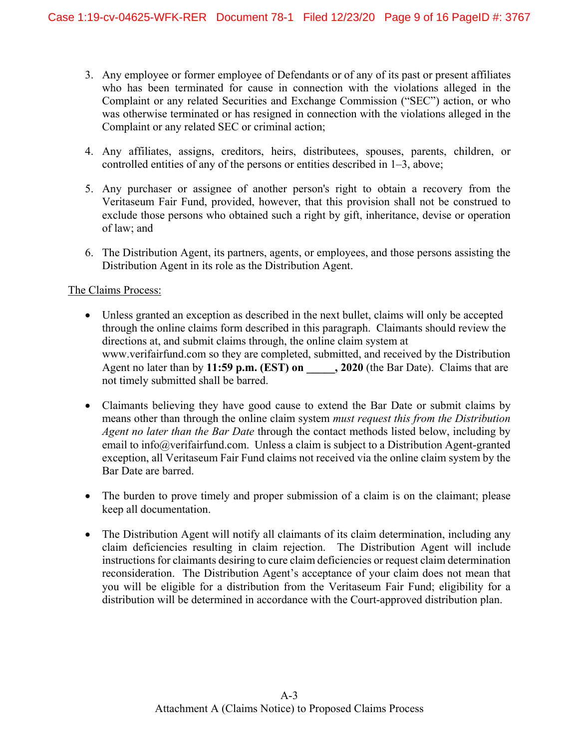3. Any employee or former employee of Defendants or of any of its past or present affiliates who has been terminated for cause in connection with the violations alleged in the Complaint or any related Securities and Exchange Commission ("SEC") action, or who was otherwise terminated or has resigned in connection with the violations alleged in the Complaint or any related SEC or criminal action;

4. Any affiliates, assigns, creditors, heirs, distributees, spouses, parents, children, or controlled entities of any of the persons or entities described in 1–3, above;

5. Any purchaser or assignee of another person's right to obtain a recovery from the Veritaseum Fair Fund, provided, however, that this provision shall not be construed to exclude those persons who obtained such a right by gift, inheritance, devise or operation of law; and

6. The Distribution Agent, its partners, agents, or employees, and those persons assisting the Distribution Agent in its role as the Distribution Agent.

<u>The Claims Process:</u>

- Unless granted an exception as described in the next bullet, claims will only be accepted through the online claims form described in this paragraph. Claimants should review the directions at, and submit claims through, the online claim system at www.verifairfund.com so they are completed, submitted, and received by the Distribution Agent no later than by **11:59 p.m. (EST) on _____, 2020** (the Bar Date). Claims that are not timely submitted shall be barred.

- Claimants believing they have good cause to extend the Bar Date or submit claims by means other than through the online claim system *must request this from the Distribution Agent no later than the Bar Date* through the contact methods listed below, including by email to info@verifairfund.com. Unless a claim is subject to a Distribution Agent-granted exception, all Veritaseum Fair Fund claims not received via the online claim system by the Bar Date are barred.

- The burden to prove timely and proper submission of a claim is on the claimant; please keep all documentation.

- The Distribution Agent will notify all claimants of its claim determination, including any claim deficiencies resulting in claim rejection. The Distribution Agent will include instructions for claimants desiring to cure claim deficiencies or request claim determination reconsideration. The Distribution Agent's acceptance of your claim does not mean that you will be eligible for a distribution from the Veritaseum Fair Fund; eligibility for a distribution will be determined in accordance with the Court-approved distribution plan.

A-3
Attachment A (Claims Notice) to Proposed Claims Process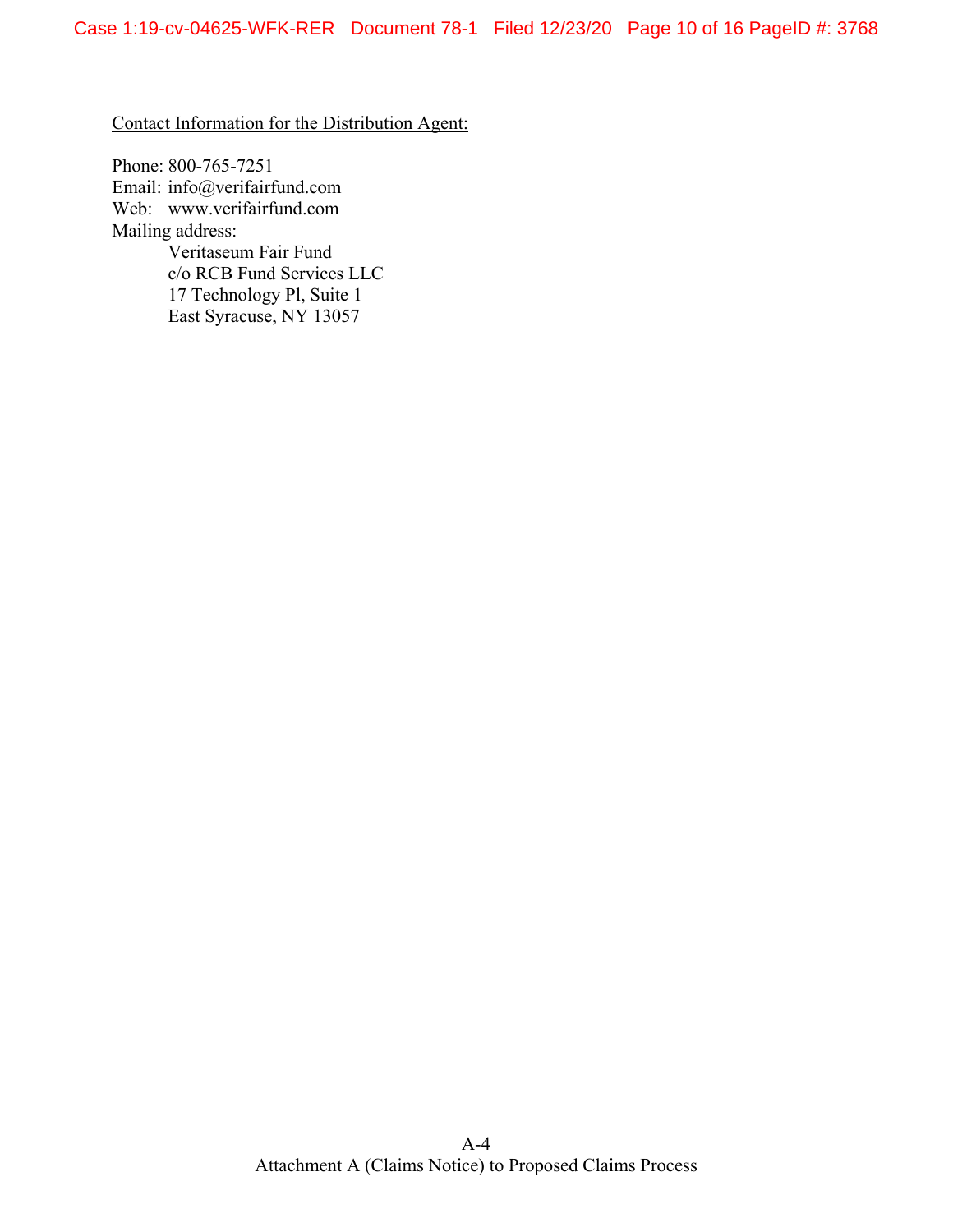<u>Contact Information for the Distribution Agent:</u>

Phone: 800-765-7251
Email: info@verifairfund.com
Web: www.verifairfund.com
Mailing address:

Veritaseum Fair Fund
c/o RCB Fund Services LLC
17 Technology Pl, Suite 1
East Syracuse, NY 13057

A-4
Attachment A (Claims Notice) to Proposed Claims Process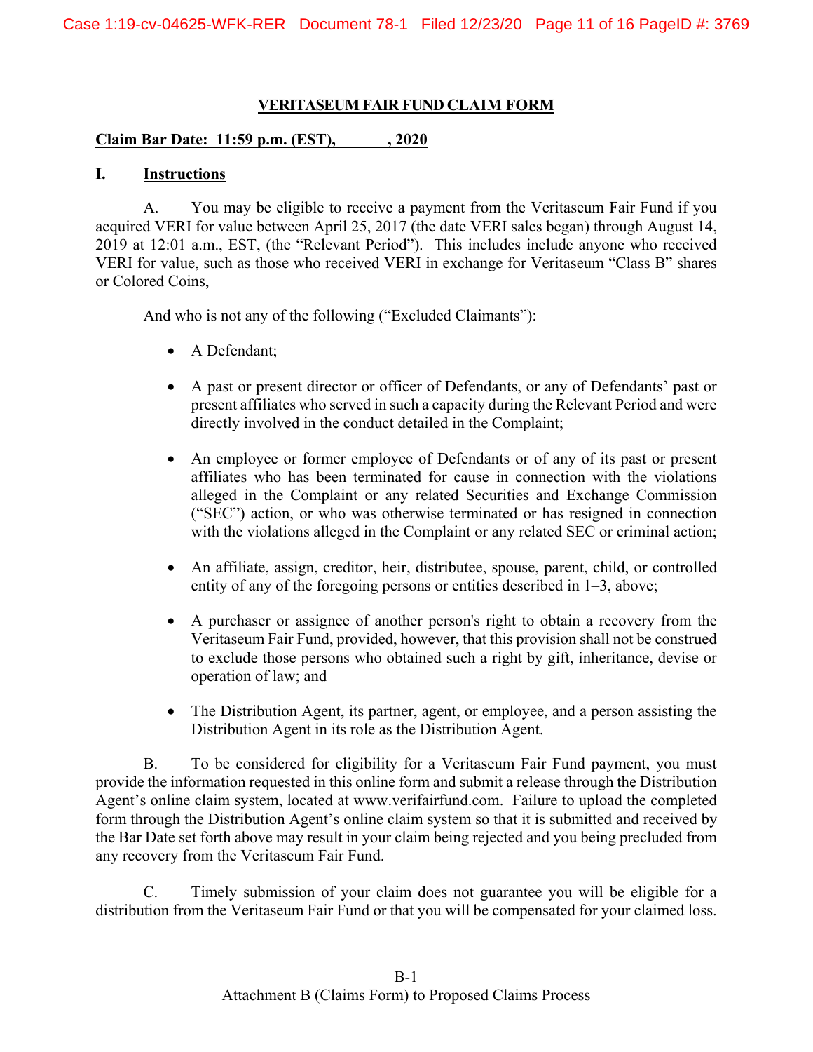**VERITASEUM FAIR FUND CLAIM FORM**

**Claim Bar Date: 11:59 p.m. (EST), \_\_\_\_\_\_\_\_, 2020**

## I. Instructions

A. You may be eligible to receive a payment from the Veritaseum Fair Fund if you acquired VERI for value between April 25, 2017 (the date VERI sales began) through August 14, 2019 at 12:01 a.m., EST, (the "Relevant Period"). This includes include anyone who received VERI for value, such as those who received VERI in exchange for Veritaseum "Class B" shares or Colored Coins,

And who is not any of the following ("Excluded Claimants"):

- A Defendant;
- A past or present director or officer of Defendants, or any of Defendants' past or present affiliates who served in such a capacity during the Relevant Period and were directly involved in the conduct detailed in the Complaint;
- An employee or former employee of Defendants or of any of its past or present affiliates who has been terminated for cause in connection with the violations alleged in the Complaint or any related Securities and Exchange Commission ("SEC") action, or who was otherwise terminated or has resigned in connection with the violations alleged in the Complaint or any related SEC or criminal action;
- An affiliate, assign, creditor, heir, distributee, spouse, parent, child, or controlled entity of any of the foregoing persons or entities described in 1–3, above;
- A purchaser or assignee of another person's right to obtain a recovery from the Veritaseum Fair Fund, provided, however, that this provision shall not be construed to exclude those persons who obtained such a right by gift, inheritance, devise or operation of law; and
- The Distribution Agent, its partner, agent, or employee, and a person assisting the Distribution Agent in its role as the Distribution Agent.

B. To be considered for eligibility for a Veritaseum Fair Fund payment, you must provide the information requested in this online form and submit a release through the Distribution Agent's online claim system, located at www.verifairfund.com. Failure to upload the completed form through the Distribution Agent's online claim system so that it is submitted and received by the Bar Date set forth above may result in your claim being rejected and you being precluded from any recovery from the Veritaseum Fair Fund.

C. Timely submission of your claim does not guarantee you will be eligible for a distribution from the Veritaseum Fair Fund or that you will be compensated for your claimed loss.

B-1

Attachment B (Claims Form) to Proposed Claims Process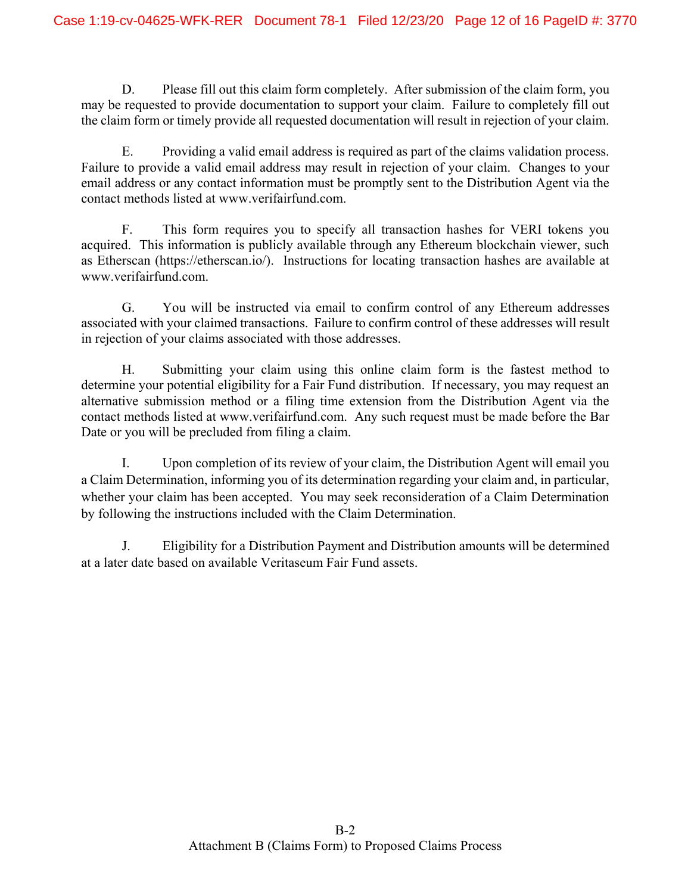D. Please fill out this claim form completely. After submission of the claim form, you may be requested to provide documentation to support your claim. Failure to completely fill out the claim form or timely provide all requested documentation will result in rejection of your claim.

E. Providing a valid email address is required as part of the claims validation process. Failure to provide a valid email address may result in rejection of your claim. Changes to your email address or any contact information must be promptly sent to the Distribution Agent via the contact methods listed at www.verifairfund.com.

F. This form requires you to specify all transaction hashes for VERI tokens you acquired. This information is publicly available through any Ethereum blockchain viewer, such as Etherscan (https://etherscan.io/). Instructions for locating transaction hashes are available at www.verifairfund.com.

G. You will be instructed via email to confirm control of any Ethereum addresses associated with your claimed transactions. Failure to confirm control of these addresses will result in rejection of your claims associated with those addresses.

H. Submitting your claim using this online claim form is the fastest method to determine your potential eligibility for a Fair Fund distribution. If necessary, you may request an alternative submission method or a filing time extension from the Distribution Agent via the contact methods listed at www.verifairfund.com. Any such request must be made before the Bar Date or you will be precluded from filing a claim.

I. Upon completion of its review of your claim, the Distribution Agent will email you a Claim Determination, informing you of its determination regarding your claim and, in particular, whether your claim has been accepted. You may seek reconsideration of a Claim Determination by following the instructions included with the Claim Determination.

J. Eligibility for a Distribution Payment and Distribution amounts will be determined at a later date based on available Veritaseum Fair Fund assets.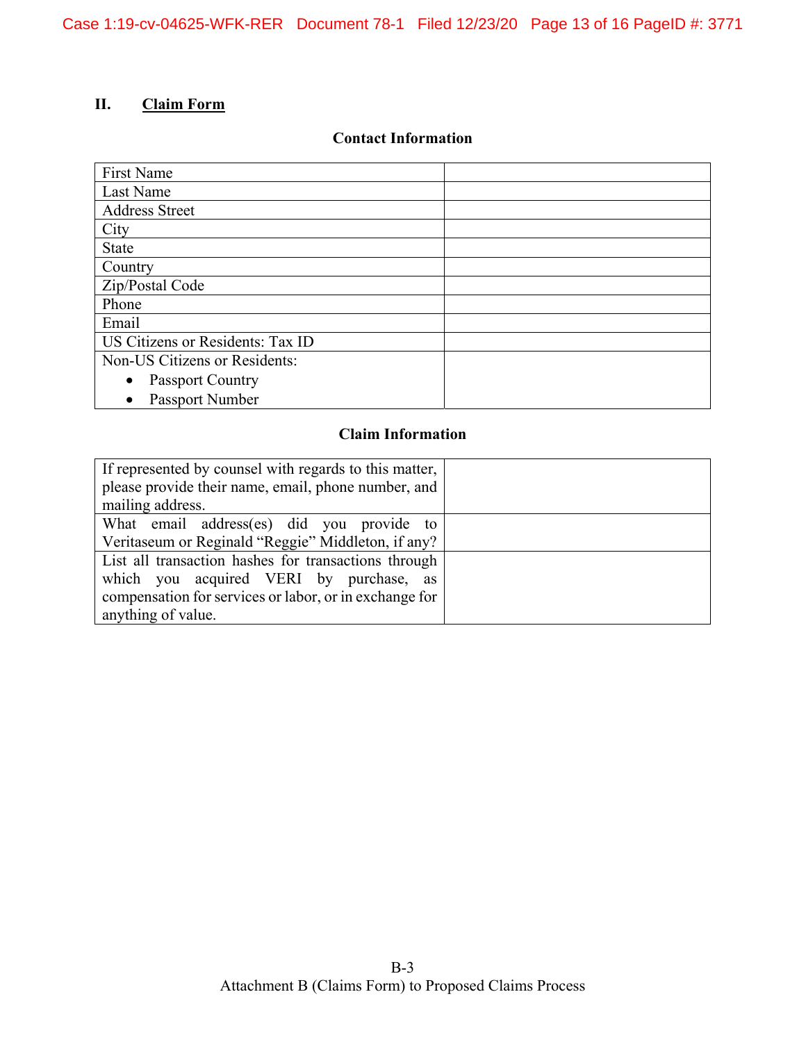## II. Claim Form

### Contact Information

| | |
|---|---|
| First Name | |
| Last Name | |
| Address Street | |
| City | |
| State | |
| Country | |
| Zip/Postal Code | |
| Phone | |
| Email | |
| US Citizens or Residents: Tax ID | |
| Non-US Citizens or Residents: <br>• Passport Country <br>• Passport Number | |

### Claim Information

| | |
|---|---|
| If represented by counsel with regards to this matter, please provide their name, email, phone number, and mailing address. | |
| What email address(es) did you provide to Veritaseum or Reginald "Reggie" Middleton, if any? | |
| List all transaction hashes for transactions through which you acquired VERI by purchase, as compensation for services or labor, or in exchange for anything of value. | |

B-3
Attachment B (Claims Form) to Proposed Claims Process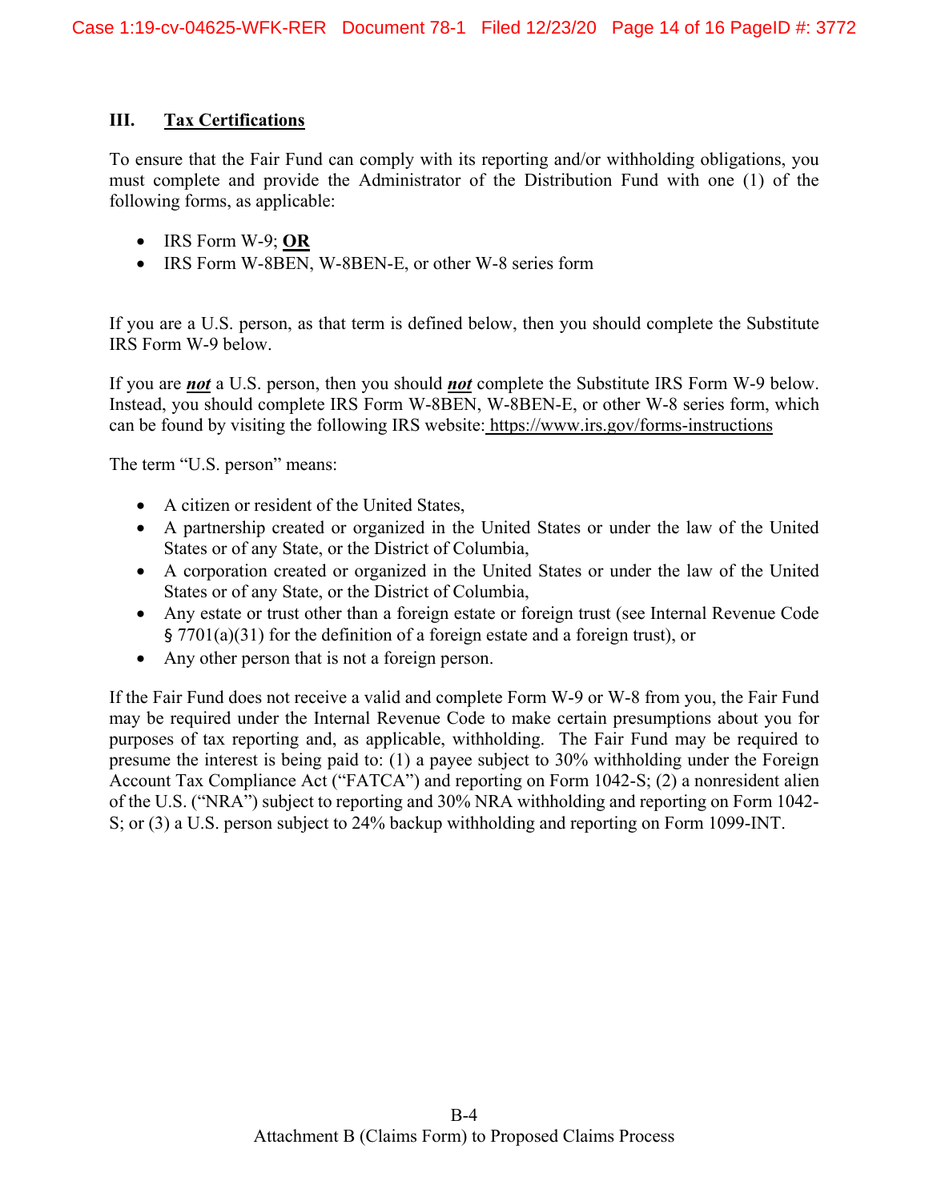## III. Tax Certifications

To ensure that the Fair Fund can comply with its reporting and/or withholding obligations, you must complete and provide the Administrator of the Distribution Fund with one (1) of the following forms, as applicable:

- IRS Form W-9; **OR**
- IRS Form W-8BEN, W-8BEN-E, or other W-8 series form

If you are a U.S. person, as that term is defined below, then you should complete the Substitute IRS Form W-9 below.

If you are ***not*** a U.S. person, then you should ***not*** complete the Substitute IRS Form W-9 below. Instead, you should complete IRS Form W-8BEN, W-8BEN-E, or other W-8 series form, which can be found by visiting the following IRS website: https://www.irs.gov/forms-instructions

The term "U.S. person" means:

- A citizen or resident of the United States,
- A partnership created or organized in the United States or under the law of the United States or of any State, or the District of Columbia,
- A corporation created or organized in the United States or under the law of the United States or of any State, or the District of Columbia,
- Any estate or trust other than a foreign estate or foreign trust (see Internal Revenue Code § 7701(a)(31) for the definition of a foreign estate and a foreign trust), or
- Any other person that is not a foreign person.

If the Fair Fund does not receive a valid and complete Form W-9 or W-8 from you, the Fair Fund may be required under the Internal Revenue Code to make certain presumptions about you for purposes of tax reporting and, as applicable, withholding. The Fair Fund may be required to presume the interest is being paid to: (1) a payee subject to 30% withholding under the Foreign Account Tax Compliance Act ("FATCA") and reporting on Form 1042-S; (2) a nonresident alien of the U.S. ("NRA") subject to reporting and 30% NRA withholding and reporting on Form 1042-S; or (3) a U.S. person subject to 24% backup withholding and reporting on Form 1099-INT.

B-4

Attachment B (Claims Form) to Proposed Claims Process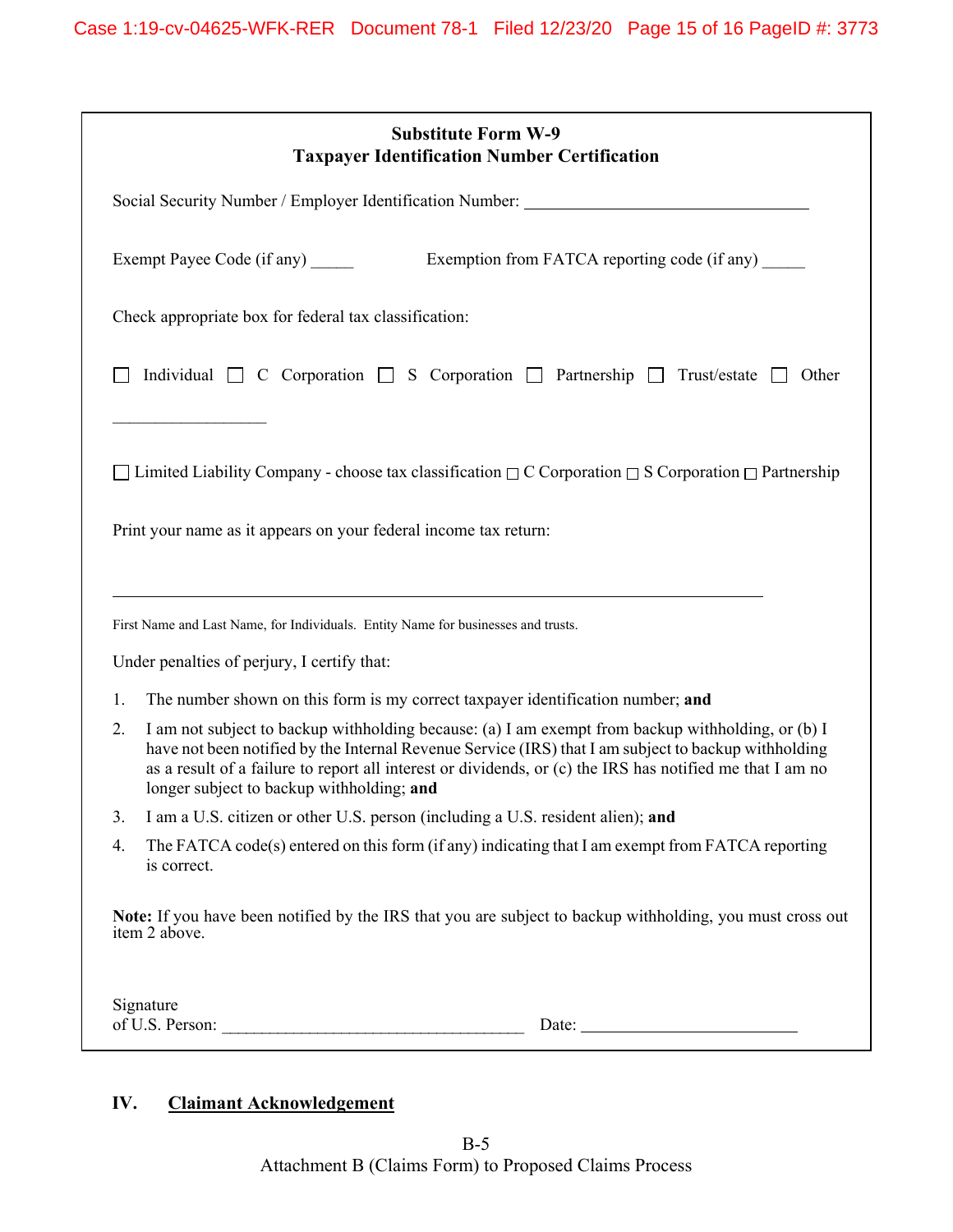**Substitute Form W-9**
**Taxpayer Identification Number Certification**

Social Security Number / Employer Identification Number: ______________________________

Exempt Payee Code (if any) _____ Exemption from FATCA reporting code (if any) _____

Check appropriate box for federal tax classification:

☐ Individual ☐ C Corporation ☐ S Corporation ☐ Partnership ☐ Trust/estate ☐ Other

_________________

☐ Limited Liability Company - choose tax classification ☐ C Corporation ☐ S Corporation ☐ Partnership

Print your name as it appears on your federal income tax return:

_______________________________________________________________________

First Name and Last Name, for Individuals. Entity Name for businesses and trusts.

Under penalties of perjury, I certify that:

1. The number shown on this form is my correct taxpayer identification number; **and**
2. I am not subject to backup withholding because: (a) I am exempt from backup withholding, or (b) I have not been notified by the Internal Revenue Service (IRS) that I am subject to backup withholding as a result of a failure to report all interest or dividends, or (c) the IRS has notified me that I am no longer subject to backup withholding; **and**
3. I am a U.S. citizen or other U.S. person (including a U.S. resident alien); **and**
4. The FATCA code(s) entered on this form (if any) indicating that I am exempt from FATCA reporting is correct.

**Note:** If you have been notified by the IRS that you are subject to backup withholding, you must cross out item 2 above.

Signature of U.S. Person: ________________________________ Date: ________________________

## IV. <u>Claimant Acknowledgement</u>

B-5
Attachment B (Claims Form) to Proposed Claims Process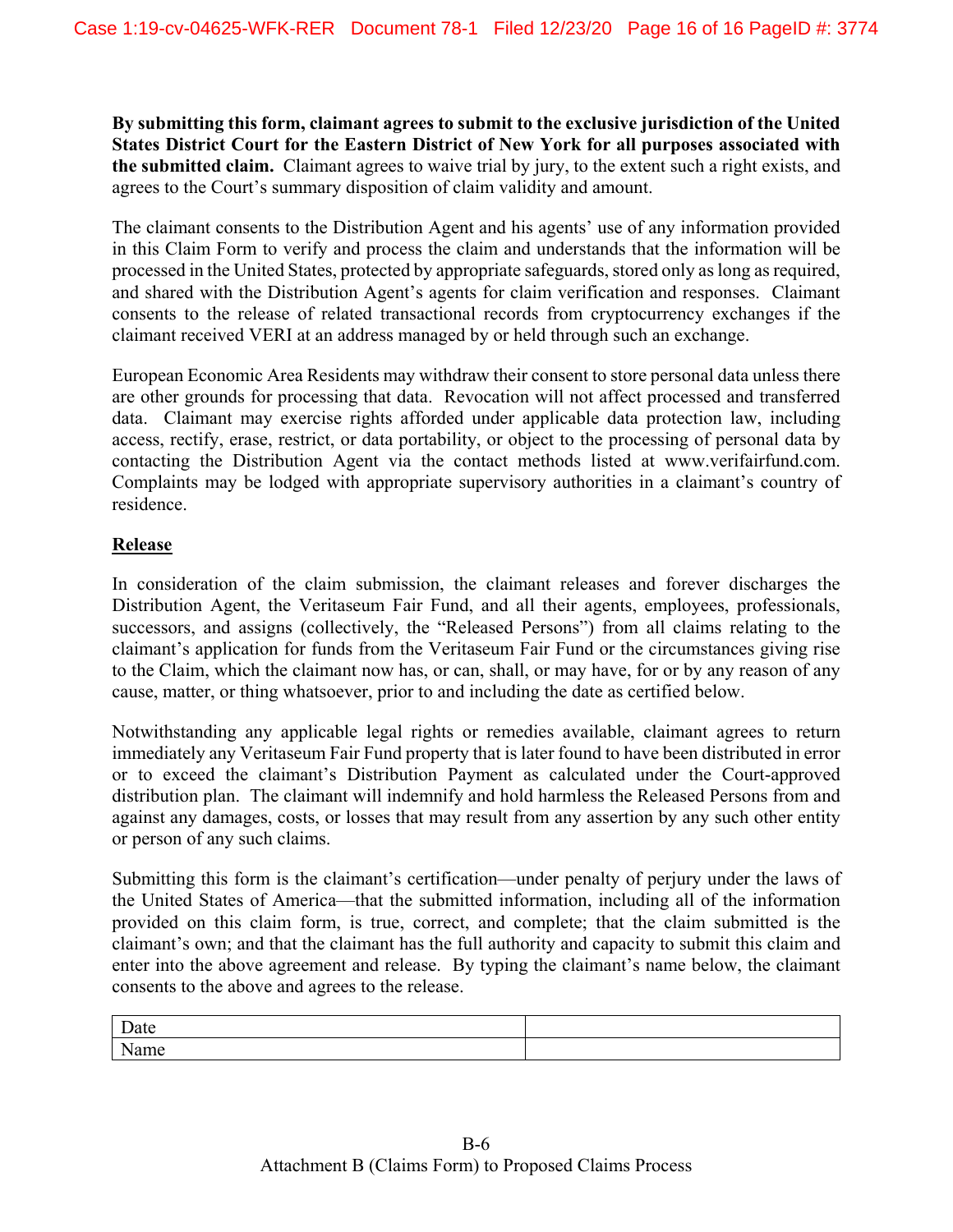**By submitting this form, claimant agrees to submit to the exclusive jurisdiction of the United States District Court for the Eastern District of New York for all purposes associated with the submitted claim.** Claimant agrees to waive trial by jury, to the extent such a right exists, and agrees to the Court's summary disposition of claim validity and amount.

The claimant consents to the Distribution Agent and his agents' use of any information provided in this Claim Form to verify and process the claim and understands that the information will be processed in the United States, protected by appropriate safeguards, stored only as long as required, and shared with the Distribution Agent's agents for claim verification and responses. Claimant consents to the release of related transactional records from cryptocurrency exchanges if the claimant received VERI at an address managed by or held through such an exchange.

European Economic Area Residents may withdraw their consent to store personal data unless there are other grounds for processing that data. Revocation will not affect processed and transferred data. Claimant may exercise rights afforded under applicable data protection law, including access, rectify, erase, restrict, or data portability, or object to the processing of personal data by contacting the Distribution Agent via the contact methods listed at www.verifairfund.com. Complaints may be lodged with appropriate supervisory authorities in a claimant's country of residence.

**<u>Release</u>**

In consideration of the claim submission, the claimant releases and forever discharges the Distribution Agent, the Veritaseum Fair Fund, and all their agents, employees, professionals, successors, and assigns (collectively, the "Released Persons") from all claims relating to the claimant's application for funds from the Veritaseum Fair Fund or the circumstances giving rise to the Claim, which the claimant now has, or can, shall, or may have, for or by any reason of any cause, matter, or thing whatsoever, prior to and including the date as certified below.

Notwithstanding any applicable legal rights or remedies available, claimant agrees to return immediately any Veritaseum Fair Fund property that is later found to have been distributed in error or to exceed the claimant's Distribution Payment as calculated under the Court-approved distribution plan. The claimant will indemnify and hold harmless the Released Persons from and against any damages, costs, or losses that may result from any assertion by any such other entity or person of any such claims.

Submitting this form is the claimant's certification—under penalty of perjury under the laws of the United States of America—that the submitted information, including all of the information provided on this claim form, is true, correct, and complete; that the claim submitted is the claimant's own; and that the claimant has the full authority and capacity to submit this claim and enter into the above agreement and release. By typing the claimant's name below, the claimant consents to the above and agrees to the release.

| | |
|---|---|
| Date | |
| Name | |

B-6
Attachment B (Claims Form) to Proposed Claims Process